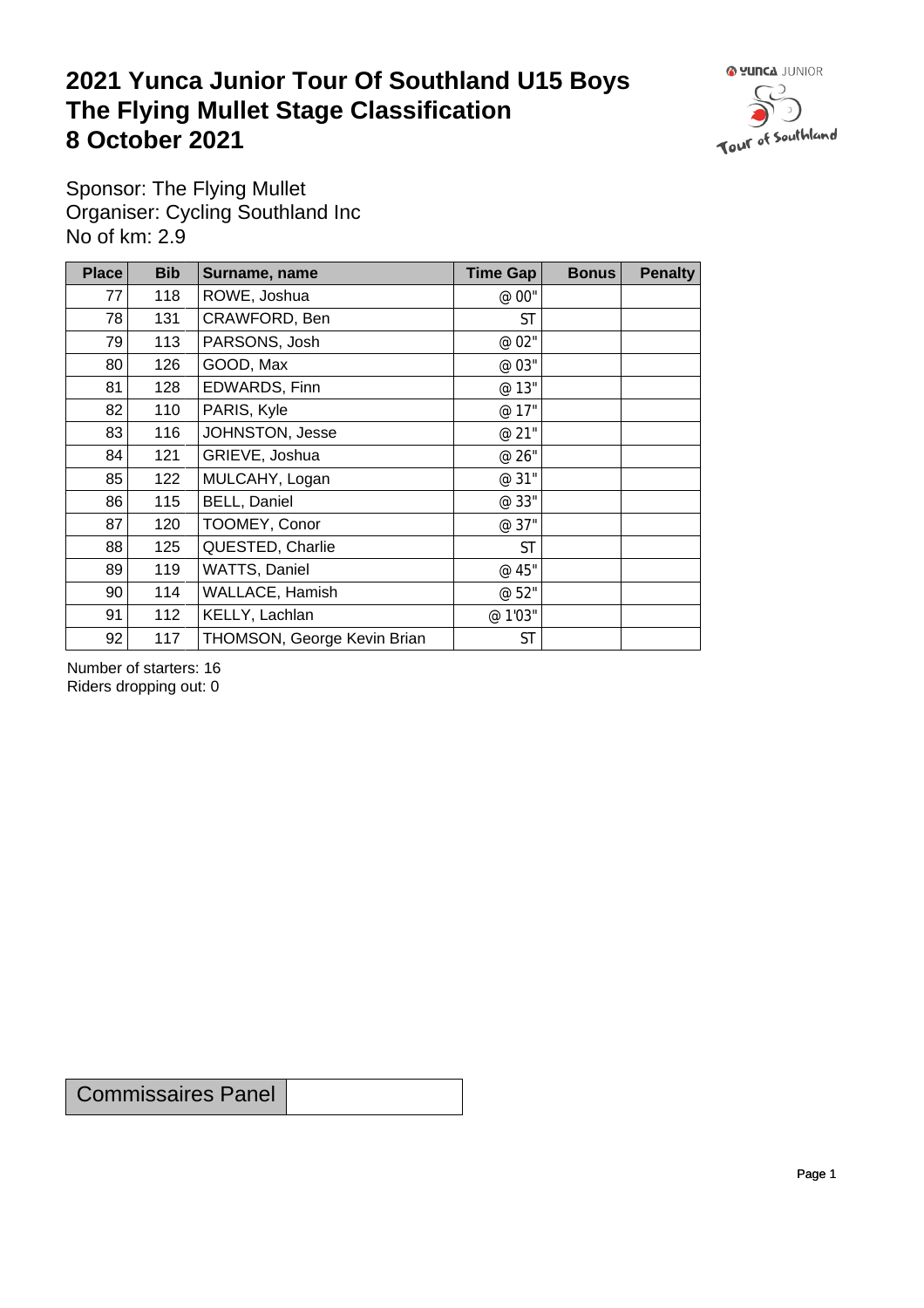# 2021 Yunca Junior Tour Of Southland U15 Boys
# The Flying Mullet Stage Classification
# 8 October 2021

Sponsor: The Flying Mullet
Organiser: Cycling Southland Inc
No of km: 2.9

| Place | Bib | Surname, name | Time Gap | Bonus | Penalty |
|---|---|---|---|---|---|
| 77 | 118 | ROWE, Joshua | @ 00" | | |
| 78 | 131 | CRAWFORD, Ben | ST | | |
| 79 | 113 | PARSONS, Josh | @ 02" | | |
| 80 | 126 | GOOD, Max | @ 03" | | |
| 81 | 128 | EDWARDS, Finn | @ 13" | | |
| 82 | 110 | PARIS, Kyle | @ 17" | | |
| 83 | 116 | JOHNSTON, Jesse | @ 21" | | |
| 84 | 121 | GRIEVE, Joshua | @ 26" | | |
| 85 | 122 | MULCAHY, Logan | @ 31" | | |
| 86 | 115 | BELL, Daniel | @ 33" | | |
| 87 | 120 | TOOMEY, Conor | @ 37" | | |
| 88 | 125 | QUESTED, Charlie | ST | | |
| 89 | 119 | WATTS, Daniel | @ 45" | | |
| 90 | 114 | WALLACE, Hamish | @ 52" | | |
| 91 | 112 | KELLY, Lachlan | @ 1'03" | | |
| 92 | 117 | THOMSON, George Kevin Brian | ST | | |

Number of starters: 16
Riders dropping out: 0

| Commissaires Panel | |
|---|---|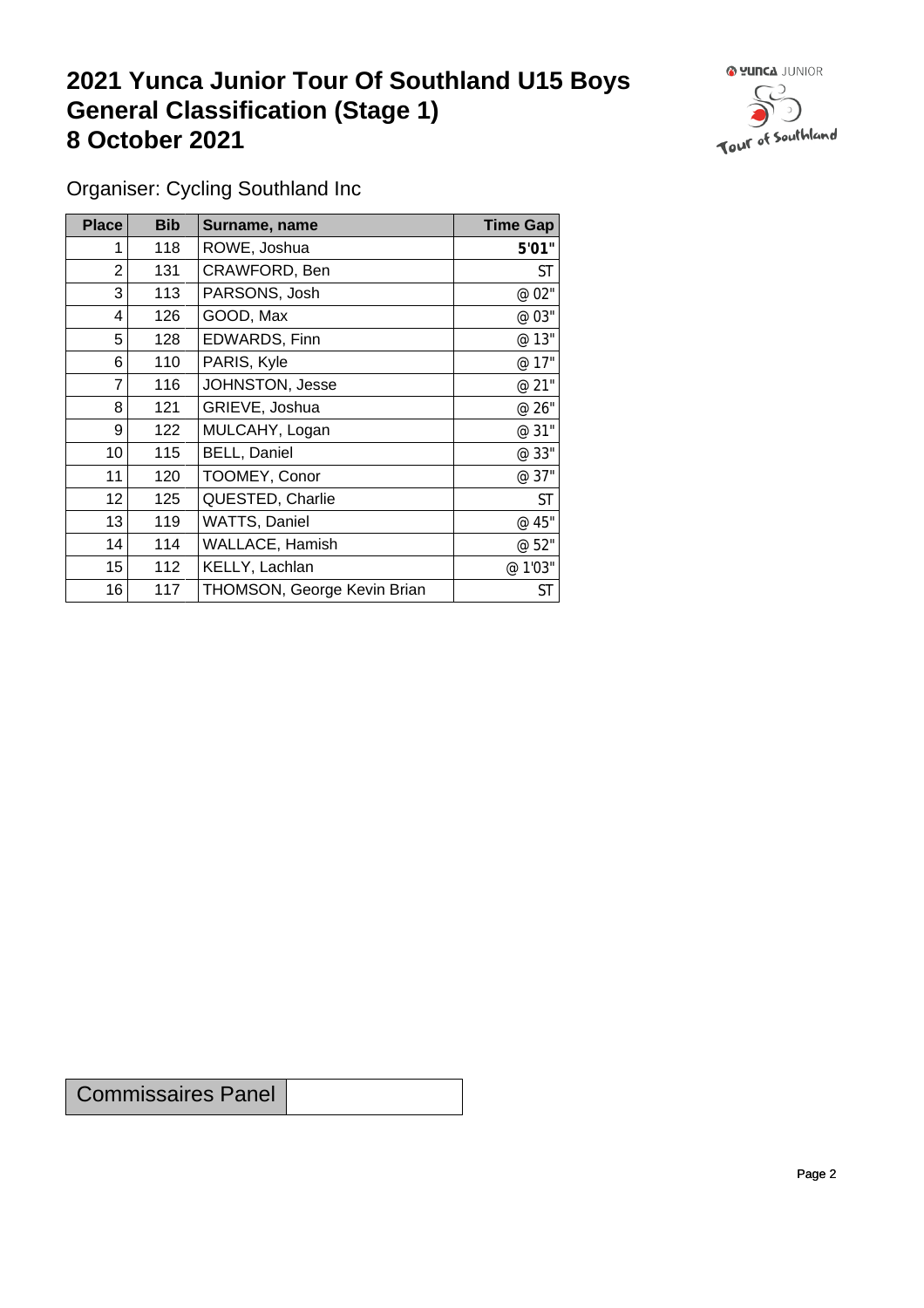# 2021 Yunca Junior Tour Of Southland U15 Boys
# General Classification (Stage 1)
# 8 October 2021

Organiser: Cycling Southland Inc

| Place | Bib | Surname, name | Time Gap |
|---|---|---|---|
| 1 | 118 | ROWE, Joshua | **5'01"** |
| 2 | 131 | CRAWFORD, Ben | ST |
| 3 | 113 | PARSONS, Josh | @ 02" |
| 4 | 126 | GOOD, Max | @ 03" |
| 5 | 128 | EDWARDS, Finn | @ 13" |
| 6 | 110 | PARIS, Kyle | @ 17" |
| 7 | 116 | JOHNSTON, Jesse | @ 21" |
| 8 | 121 | GRIEVE, Joshua | @ 26" |
| 9 | 122 | MULCAHY, Logan | @ 31" |
| 10 | 115 | BELL, Daniel | @ 33" |
| 11 | 120 | TOOMEY, Conor | @ 37" |
| 12 | 125 | QUESTED, Charlie | ST |
| 13 | 119 | WATTS, Daniel | @ 45" |
| 14 | 114 | WALLACE, Hamish | @ 52" |
| 15 | 112 | KELLY, Lachlan | @ 1'03" |
| 16 | 117 | THOMSON, George Kevin Brian | ST |

| Commissaires Panel | |
|---|---|